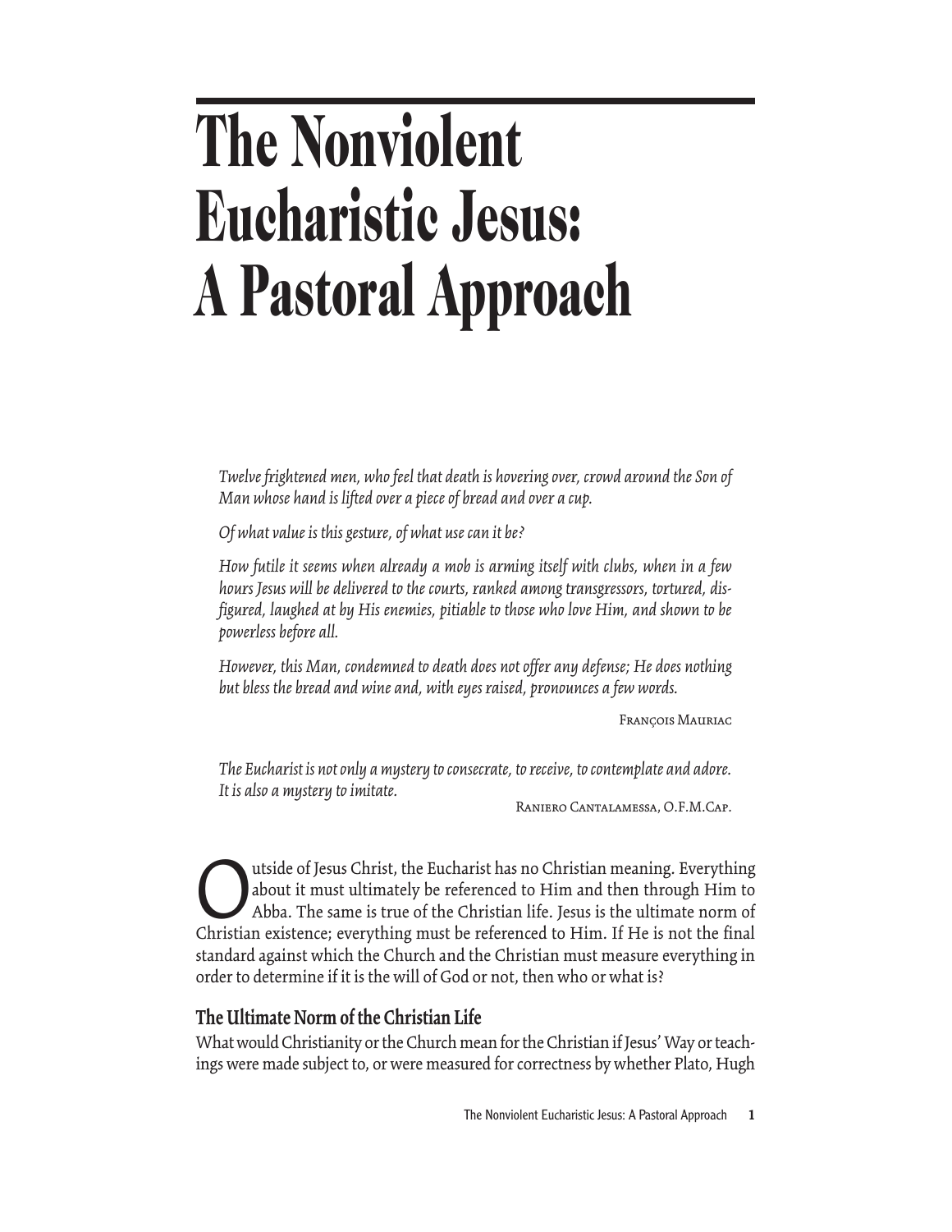# The Nonviolent Eucharistic Jesus: A Pastoral Approach

*Twelve frightened men, who feel that death is hovering over, crowd around the Son of Man whose hand is lifted over a piece of bread and over a cup.*

*Of what value is this gesture, of what use can it be?*

*How futile it seems when already a mob is arming itself with clubs, when in a few hours Jesus will be delivered to the courts, ranked among transgressors, tortured, disfigured, laughed at by His enemies, pitiable to those who love Him, and shown to be powerless before all.*

*However, this Man, condemned to death does not offer any defense; He does nothing but bless the bread and wine and, with eyes raised, pronounces a few words.*

François Mauriac

*The Eucharist is not only a mystery to consecrate, to receive, to contemplate and adore. It is also a mystery to imitate.*

Raniero Cantalamessa, O.F.M.Cap.

Outside of Jesus Christ, the Eucharist has no Christian meaning. Everything about it must ultimately be referenced to Him and then through Him to Abba. The same is true of the Christian life. Jesus is the ultimate norm of Christian existence; everything must be referenced to Him. If He is not the final standard against which the Church and the Christian must measure everything in order to determine if it is the will of God or not, then who or what is?

## The Ultimate Norm of the Christian Life

What would Christianity or the Church mean for the Christian if Jesus' Way or teachings were made subject to, or were measured for correctness by whether Plato, Hugh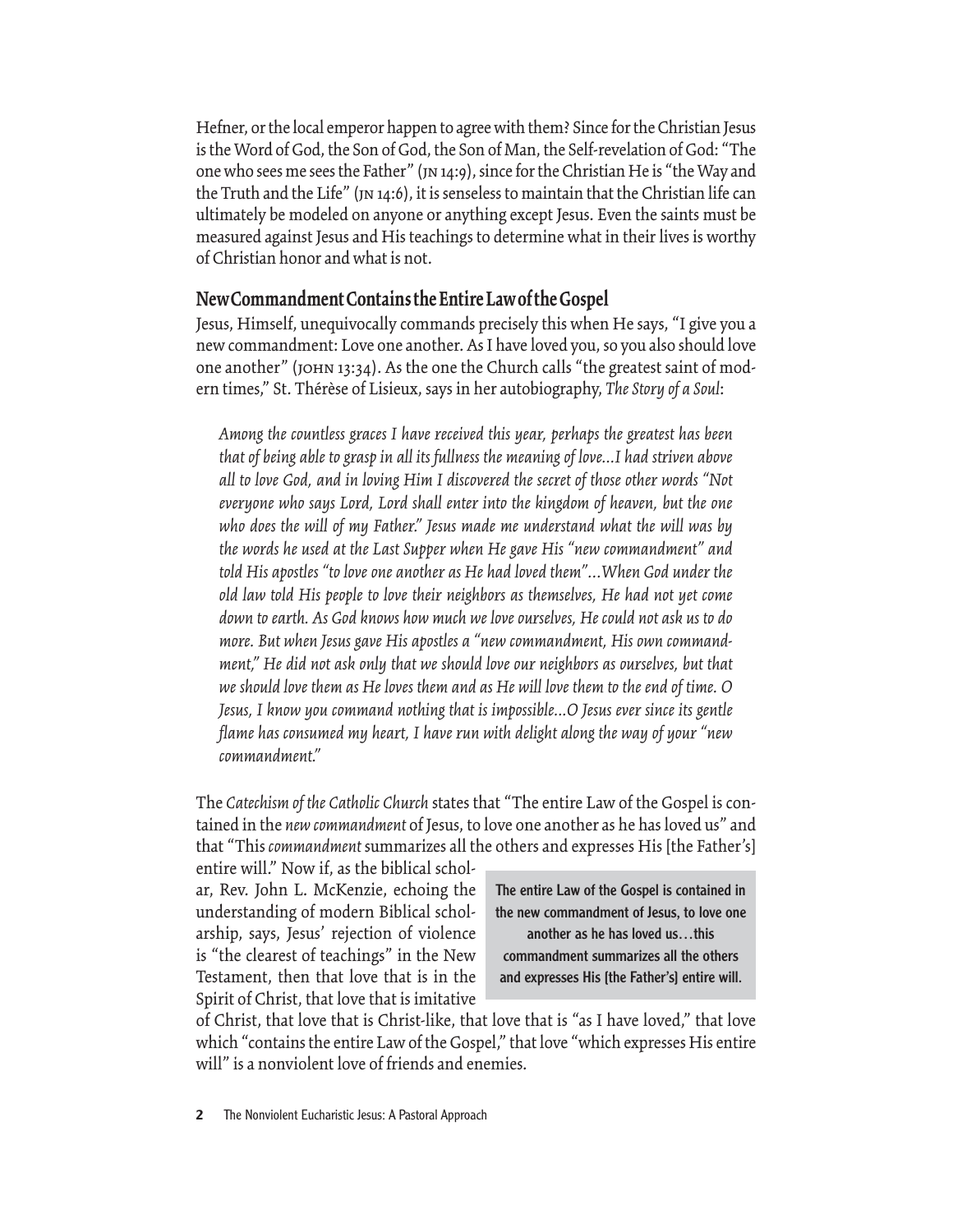Hefner, or the local emperor happen to agree with them? Since for the Christian Jesus is the Word of God, the Son of God, the Son of Man, the Self-revelation of God: "The one who sees me sees the Father" (JN 14:9), since for the Christian He is "the Way and the Truth and the Life" (JN 14:6), it is senseless to maintain that the Christian life can ultimately be modeled on anyone or anything except Jesus. Even the saints must be measured against Jesus and His teachings to determine what in their lives is worthy of Christian honor and what is not.

## New Commandment Contains the Entire Law of the Gospel

Jesus, Himself, unequivocally commands precisely this when He says, "I give you a new commandment: Love one another. As I have loved you, so you also should love one another" (JOHN 13:34). As the one the Church calls "the greatest saint of modern times," St. Thérèse of Lisieux, says in her autobiography, *The Story of a Soul*:

> *Among the countless graces I have received this year, perhaps the greatest has been that of being able to grasp in all its fullness the meaning of love...I had striven above all to love God, and in loving Him I discovered the secret of those other words "Not everyone who says Lord, Lord shall enter into the kingdom of heaven, but the one who does the will of my Father." Jesus made me understand what the will was by the words he used at the Last Supper when He gave His "new commandment" and told His apostles "to love one another as He had loved them"...When God under the old law told His people to love their neighbors as themselves, He had not yet come down to earth. As God knows how much we love ourselves, He could not ask us to do more. But when Jesus gave His apostles a "new commandment, His own commandment," He did not ask only that we should love our neighbors as ourselves, but that we should love them as He loves them and as He will love them to the end of time. O Jesus, I know you command nothing that is impossible...O Jesus ever since its gentle flame has consumed my heart, I have run with delight along the way of your "new commandment."*

The *Catechism of the Catholic Church* states that "The entire Law of the Gospel is contained in the *new commandment* of Jesus, to love one another as he has loved us" and that "This *commandment* summarizes all the others and expresses His [the Father's] entire will." Now if, as the biblical scholar, Rev. John L. McKenzie, echoing the understanding of modern Biblical scholarship, says, Jesus' rejection of violence is "the clearest of teachings" in the New Testament, then that love that is in the Spirit of Christ, that love that is imitative of Christ, that love that is Christ-like, that love that is "as I have loved," that love which "contains the entire Law of the Gospel," that love "which expresses His entire will" is a nonviolent love of friends and enemies.

> **The entire Law of the Gospel is contained in the new commandment of Jesus, to love one another as he has loved us…this commandment summarizes all the others and expresses His [the Father's] entire will.**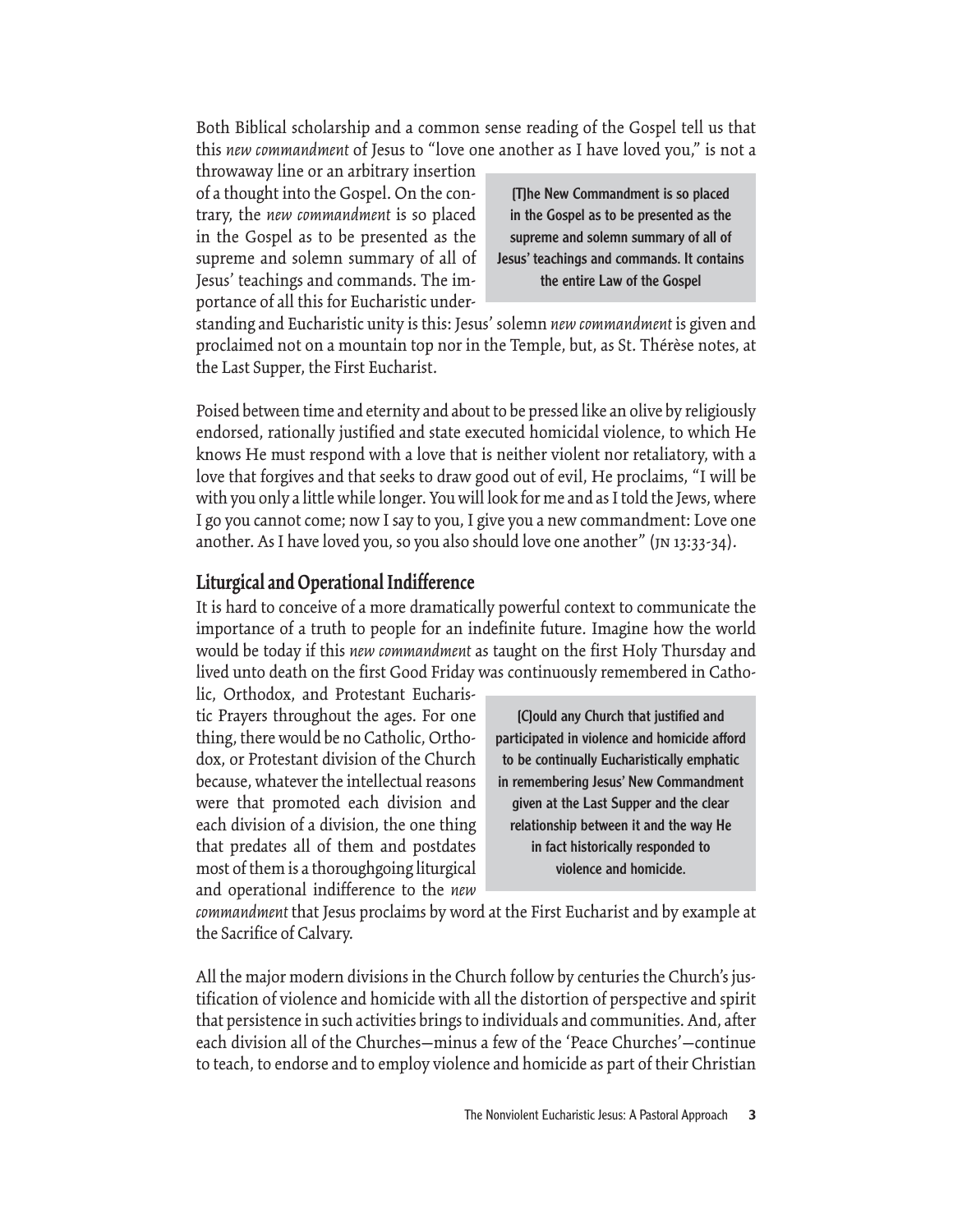Both Biblical scholarship and a common sense reading of the Gospel tell us that this *new commandment* of Jesus to "love one another as I have loved you," is not a throwaway line or an arbitrary insertion of a thought into the Gospel. On the contrary, the *new commandment* is so placed in the Gospel as to be presented as the supreme and solemn summary of all of Jesus' teachings and commands. The importance of all this for Eucharistic understanding and Eucharistic unity is this: Jesus' solemn *new commandment* is given and proclaimed not on a mountain top nor in the Temple, but, as St. Thérèse notes, at the Last Supper, the First Eucharist.

> **[T]he New Commandment is so placed in the Gospel as to be presented as the supreme and solemn summary of all of Jesus' teachings and commands. It contains the entire Law of the Gospel**

Poised between time and eternity and about to be pressed like an olive by religiously endorsed, rationally justified and state executed homicidal violence, to which He knows He must respond with a love that is neither violent nor retaliatory, with a love that forgives and that seeks to draw good out of evil, He proclaims, "I will be with you only a little while longer. You will look for me and as I told the Jews, where I go you cannot come; now I say to you, I give you a new commandment: Love one another. As I have loved you, so you also should love one another" (JN 13:33-34).

## Liturgical and Operational Indifference

It is hard to conceive of a more dramatically powerful context to communicate the importance of a truth to people for an indefinite future. Imagine how the world would be today if this *new commandment* as taught on the first Holy Thursday and lived unto death on the first Good Friday was continuously remembered in Catholic, Orthodox, and Protestant Eucharistic Prayers throughout the ages. For one thing, there would be no Catholic, Orthodox, or Protestant division of the Church because, whatever the intellectual reasons were that promoted each division and each division of a division, the one thing that predates all of them and postdates most of them is a thoroughgoing liturgical and operational indifference to the *new commandment* that Jesus proclaims by word at the First Eucharist and by example at the Sacrifice of Calvary.

> **[C]ould any Church that justified and participated in violence and homicide afford to be continually Eucharistically emphatic in remembering Jesus' New Commandment given at the Last Supper and the clear relationship between it and the way He in fact historically responded to violence and homicide.**

All the major modern divisions in the Church follow by centuries the Church's justification of violence and homicide with all the distortion of perspective and spirit that persistence in such activities brings to individuals and communities. And, after each division all of the Churches—minus a few of the 'Peace Churches'—continue to teach, to endorse and to employ violence and homicide as part of their Christian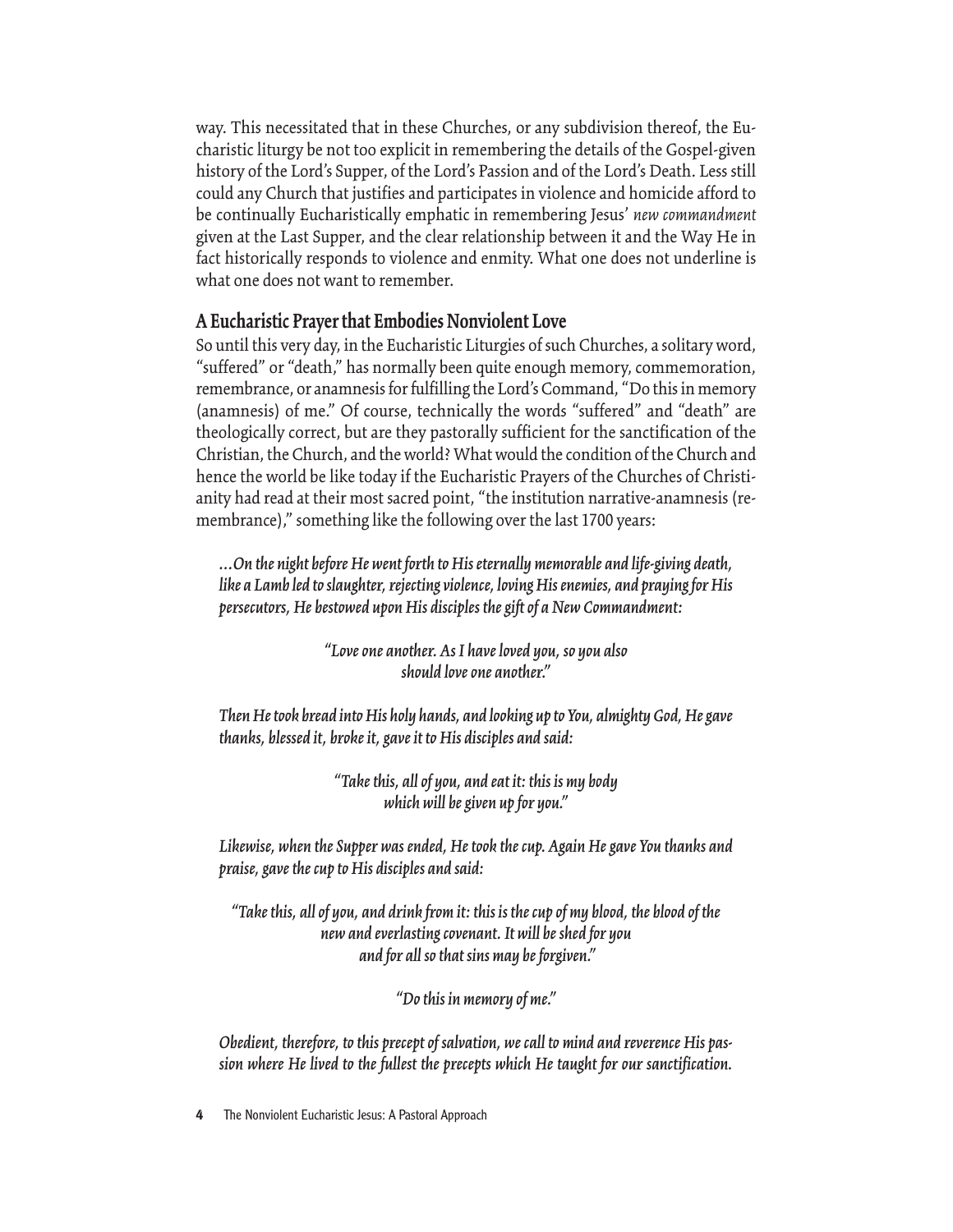way. This necessitated that in these Churches, or any subdivision thereof, the Eucharistic liturgy be not too explicit in remembering the details of the Gospel-given history of the Lord's Supper, of the Lord's Passion and of the Lord's Death. Less still could any Church that justifies and participates in violence and homicide afford to be continually Eucharistically emphatic in remembering Jesus' *new commandment* given at the Last Supper, and the clear relationship between it and the Way He in fact historically responds to violence and enmity. What one does not underline is what one does not want to remember.

## A Eucharistic Prayer that Embodies Nonviolent Love

So until this very day, in the Eucharistic Liturgies of such Churches, a solitary word, "suffered" or "death," has normally been quite enough memory, commemoration, remembrance, or anamnesis for fulfilling the Lord's Command, "Do this in memory (anamnesis) of me." Of course, technically the words "suffered" and "death" are theologically correct, but are they pastorally sufficient for the sanctification of the Christian, the Church, and the world? What would the condition of the Church and hence the world be like today if the Eucharistic Prayers of the Churches of Christianity had read at their most sacred point, "the institution narrative-anamnesis (remembrance)," something like the following over the last 1700 years:

*...On the night before He went forth to His eternally memorable and life-giving death, like a Lamb led to slaughter, rejecting violence, loving His enemies, and praying for His persecutors, He bestowed upon His disciples the gift of a New Commandment:*

*"Love one another. As I have loved you, so you also should love one another."*

*Then He took bread into His holy hands, and looking up to You, almighty God, He gave thanks, blessed it, broke it, gave it to His disciples and said:*

*"Take this, all of you, and eat it: this is my body which will be given up for you."*

*Likewise, when the Supper was ended, He took the cup. Again He gave You thanks and praise, gave the cup to His disciples and said:*

*"Take this, all of you, and drink from it: this is the cup of my blood, the blood of the new and everlasting covenant. It will be shed for you and for all so that sins may be forgiven."*

*"Do this in memory of me."*

*Obedient, therefore, to this precept of salvation, we call to mind and reverence His passion where He lived to the fullest the precepts which He taught for our sanctification.*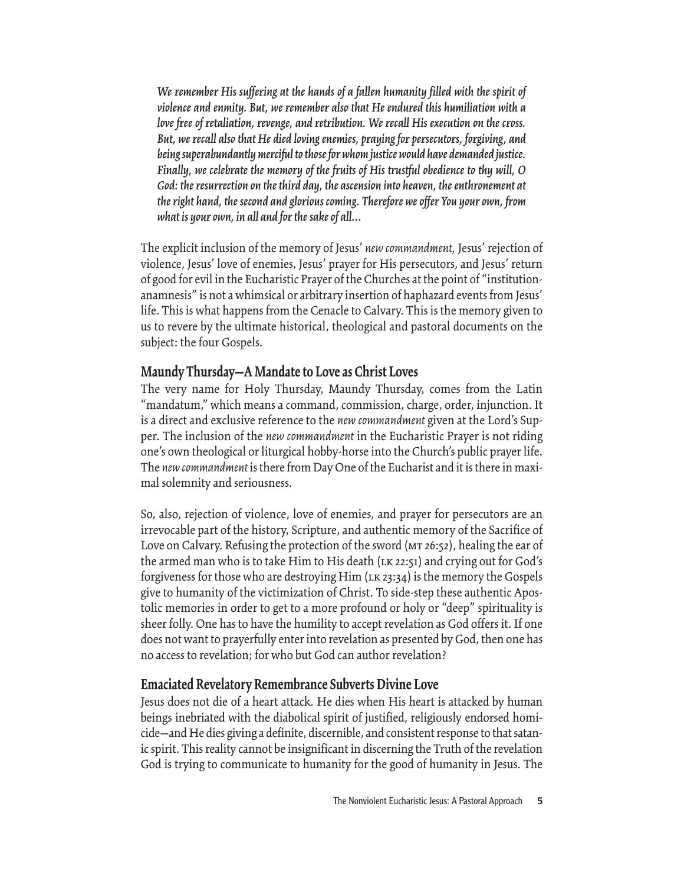*We remember His suffering at the hands of a fallen humanity filled with the spirit of violence and enmity. But, we remember also that He endured this humiliation with a love free of retaliation, revenge, and retribution. We recall His execution on the cross. But, we recall also that He died loving enemies, praying for persecutors, forgiving, and being superabundantly merciful to those for whom justice would have demanded justice. Finally, we celebrate the memory of the fruits of His trustful obedience to thy will, O God: the resurrection on the third day, the ascension into heaven, the enthronement at the right hand, the second and glorious coming. Therefore we offer You your own, from what is your own, in all and for the sake of all…*

The explicit inclusion of the memory of Jesus' *new commandment,* Jesus' rejection of violence, Jesus' love of enemies, Jesus' prayer for His persecutors, and Jesus' return of good for evil in the Eucharistic Prayer of the Churches at the point of "institution-anamnesis" is not a whimsical or arbitrary insertion of haphazard events from Jesus' life. This is what happens from the Cenacle to Calvary. This is the memory given to us to revere by the ultimate historical, theological and pastoral documents on the subject: the four Gospels.

## Maundy Thursday—A Mandate to Love as Christ Loves

The very name for Holy Thursday, Maundy Thursday, comes from the Latin "mandatum," which means a command, commission, charge, order, injunction. It is a direct and exclusive reference to the *new commandment* given at the Lord's Supper. The inclusion of the *new commandment* in the Eucharistic Prayer is not riding one's own theological or liturgical hobby-horse into the Church's public prayer life. The *new commandment* is there from Day One of the Eucharist and it is there in maximal solemnity and seriousness.

So, also, rejection of violence, love of enemies, and prayer for persecutors are an irrevocable part of the history, Scripture, and authentic memory of the Sacrifice of Love on Calvary. Refusing the protection of the sword (MT 26:52), healing the ear of the armed man who is to take Him to His death (LK 22:51) and crying out for God's forgiveness for those who are destroying Him (LK 23:34) is the memory the Gospels give to humanity of the victimization of Christ. To side-step these authentic Apostolic memories in order to get to a more profound or holy or "deep" spirituality is sheer folly. One has to have the humility to accept revelation as God offers it. If one does not want to prayerfully enter into revelation as presented by God, then one has no access to revelation; for who but God can author revelation?

## Emaciated Revelatory Remembrance Subverts Divine Love

Jesus does not die of a heart attack. He dies when His heart is attacked by human beings inebriated with the diabolical spirit of justified, religiously endorsed homicide—and He dies giving a definite, discernible, and consistent response to that satanic spirit. This reality cannot be insignificant in discerning the Truth of the revelation God is trying to communicate to humanity for the good of humanity in Jesus. The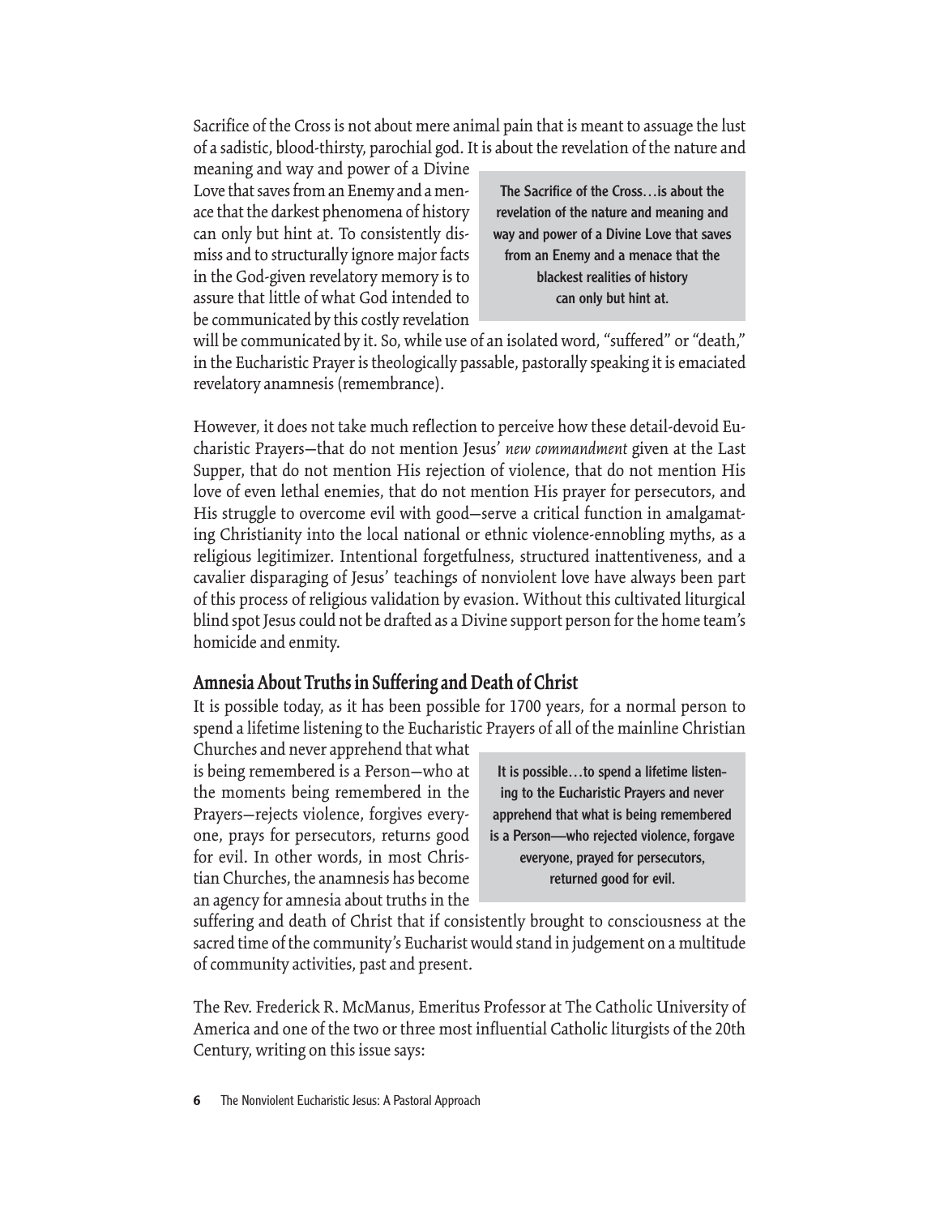Sacrifice of the Cross is not about mere animal pain that is meant to assuage the lust of a sadistic, blood-thirsty, parochial god. It is about the revelation of the nature and meaning and way and power of a Divine Love that saves from an Enemy and a menace that the darkest phenomena of history can only but hint at. To consistently dismiss and to structurally ignore major facts in the God-given revelatory memory is to assure that little of what God intended to be communicated by this costly revelation will be communicated by it. So, while use of an isolated word, "suffered" or "death," in the Eucharistic Prayer is theologically passable, pastorally speaking it is emaciated revelatory anamnesis (remembrance).

> **The Sacrifice of the Cross…is about the revelation of the nature and meaning and way and power of a Divine Love that saves from an Enemy and a menace that the blackest realities of history can only but hint at.**

However, it does not take much reflection to perceive how these detail-devoid Eucharistic Prayers—that do not mention Jesus' *new commandment* given at the Last Supper, that do not mention His rejection of violence, that do not mention His love of even lethal enemies, that do not mention His prayer for persecutors, and His struggle to overcome evil with good—serve a critical function in amalgamating Christianity into the local national or ethnic violence-ennobling myths, as a religious legitimizer. Intentional forgetfulness, structured inattentiveness, and a cavalier disparaging of Jesus' teachings of nonviolent love have always been part of this process of religious validation by evasion. Without this cultivated liturgical blind spot Jesus could not be drafted as a Divine support person for the home team's homicide and enmity.

## Amnesia About Truths in Suffering and Death of Christ

It is possible today, as it has been possible for 1700 years, for a normal person to spend a lifetime listening to the Eucharistic Prayers of all of the mainline Christian Churches and never apprehend that what is being remembered is a Person—who at the moments being remembered in the Prayers—rejects violence, forgives everyone, prays for persecutors, returns good for evil. In other words, in most Christian Churches, the anamnesis has become an agency for amnesia about truths in the suffering and death of Christ that if consistently brought to consciousness at the sacred time of the community's Eucharist would stand in judgement on a multitude of community activities, past and present.

> **It is possible…to spend a lifetime listening to the Eucharistic Prayers and never apprehend that what is being remembered is a Person—who rejected violence, forgave everyone, prayed for persecutors, returned good for evil.**

The Rev. Frederick R. McManus, Emeritus Professor at The Catholic University of America and one of the two or three most influential Catholic liturgists of the 20th Century, writing on this issue says: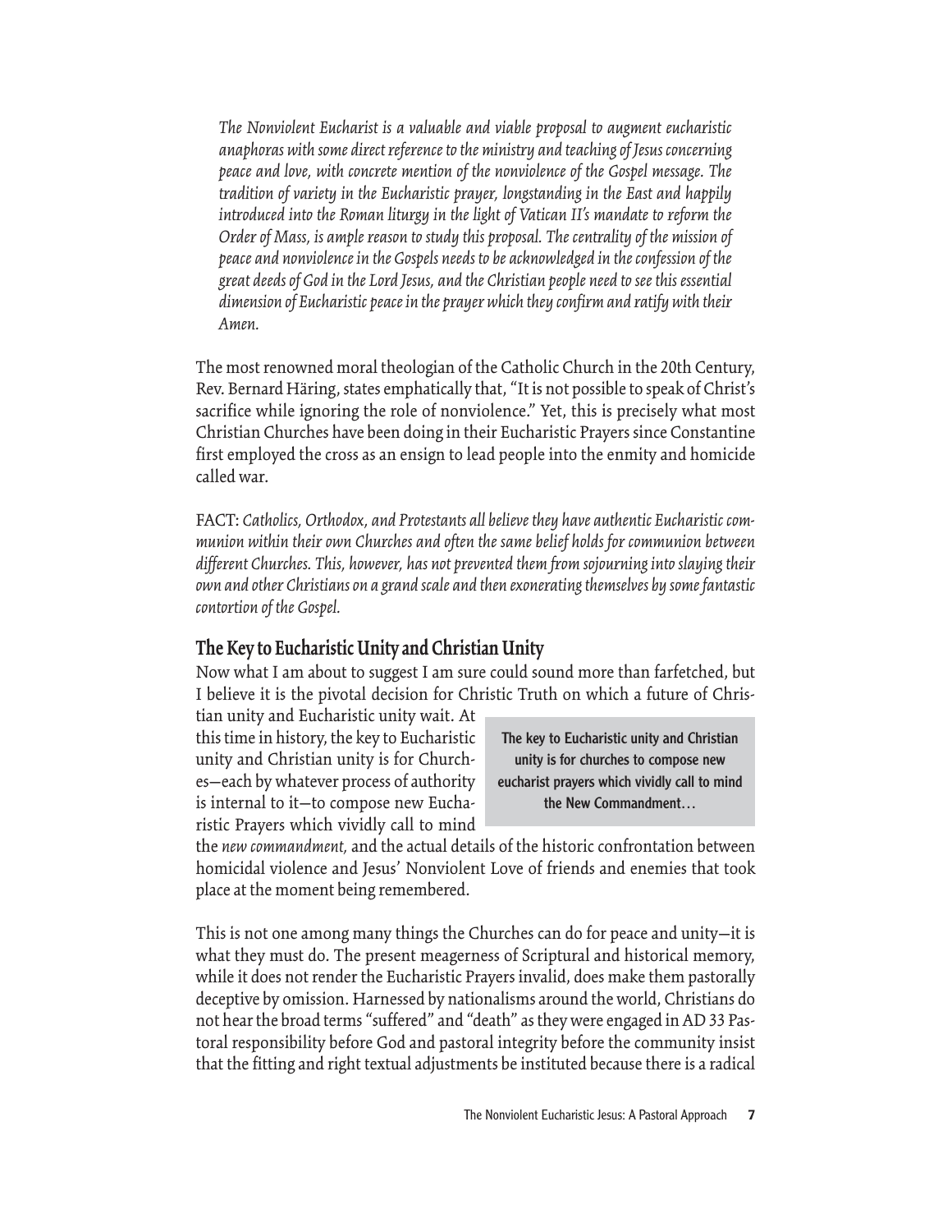*The Nonviolent Eucharist is a valuable and viable proposal to augment eucharistic anaphoras with some direct reference to the ministry and teaching of Jesus concerning peace and love, with concrete mention of the nonviolence of the Gospel message. The tradition of variety in the Eucharistic prayer, longstanding in the East and happily introduced into the Roman liturgy in the light of Vatican II's mandate to reform the Order of Mass, is ample reason to study this proposal. The centrality of the mission of peace and nonviolence in the Gospels needs to be acknowledged in the confession of the great deeds of God in the Lord Jesus, and the Christian people need to see this essential dimension of Eucharistic peace in the prayer which they confirm and ratify with their Amen.*

The most renowned moral theologian of the Catholic Church in the 20th Century, Rev. Bernard Häring, states emphatically that, "It is not possible to speak of Christ's sacrifice while ignoring the role of nonviolence." Yet, this is precisely what most Christian Churches have been doing in their Eucharistic Prayers since Constantine first employed the cross as an ensign to lead people into the enmity and homicide called war.

FACT: *Catholics, Orthodox, and Protestants all believe they have authentic Eucharistic communion within their own Churches and often the same belief holds for communion between different Churches. This, however, has not prevented them from sojourning into slaying their own and other Christians on a grand scale and then exonerating themselves by some fantastic contortion of the Gospel.*

## The Key to Eucharistic Unity and Christian Unity

Now what I am about to suggest I am sure could sound more than farfetched, but I believe it is the pivotal decision for Christic Truth on which a future of Christian unity and Eucharistic unity wait. At this time in history, the key to Eucharistic unity and Christian unity is for Churches—each by whatever process of authority is internal to it—to compose new Eucharistic Prayers which vividly call to mind the *new commandment,* and the actual details of the historic confrontation between homicidal violence and Jesus' Nonviolent Love of friends and enemies that took place at the moment being remembered.

**The key to Eucharistic unity and Christian unity is for churches to compose new eucharist prayers which vividly call to mind the New Commandment…**

This is not one among many things the Churches can do for peace and unity—it is what they must do. The present meagerness of Scriptural and historical memory, while it does not render the Eucharistic Prayers invalid, does make them pastorally deceptive by omission. Harnessed by nationalisms around the world, Christians do not hear the broad terms "suffered" and "death" as they were engaged in AD 33 Pastoral responsibility before God and pastoral integrity before the community insist that the fitting and right textual adjustments be instituted because there is a radical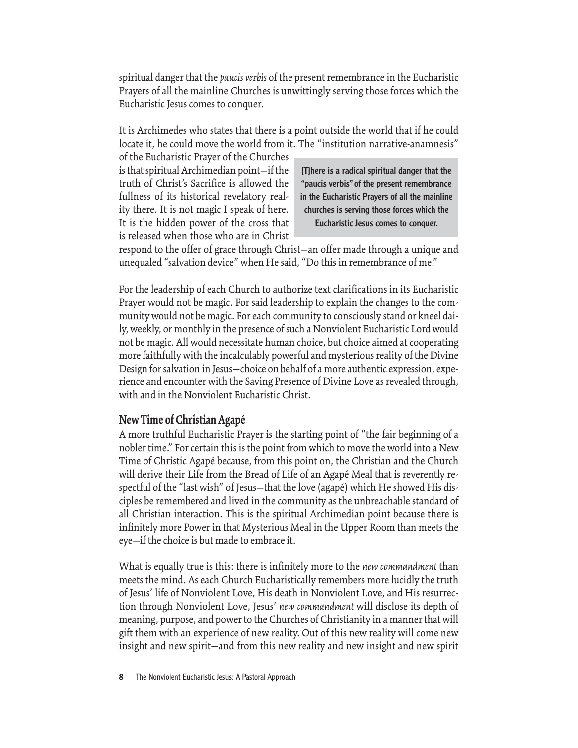spiritual danger that the *paucis verbis* of the present remembrance in the Eucharistic Prayers of all the mainline Churches is unwittingly serving those forces which the Eucharistic Jesus comes to conquer.

It is Archimedes who states that there is a point outside the world that if he could locate it, he could move the world from it. The "institution narrative-anamnesis" of the Eucharistic Prayer of the Churches is that spiritual Archimedian point—if the truth of Christ's Sacrifice is allowed the fullness of its historical revelatory reality there. It is not magic I speak of here. It is the hidden power of the cross that is released when those who are in Christ respond to the offer of grace through Christ—an offer made through a unique and unequaled "salvation device" when He said, "Do this in remembrance of me."

**[T]here is a radical spiritual danger that the "paucis verbis" of the present remembrance in the Eucharistic Prayers of all the mainline churches is serving those forces which the Eucharistic Jesus comes to conquer.**

For the leadership of each Church to authorize text clarifications in its Eucharistic Prayer would not be magic. For said leadership to explain the changes to the community would not be magic. For each community to consciously stand or kneel daily, weekly, or monthly in the presence of such a Nonviolent Eucharistic Lord would not be magic. All would necessitate human choice, but choice aimed at cooperating more faithfully with the incalculably powerful and mysterious reality of the Divine Design for salvation in Jesus—choice on behalf of a more authentic expression, experience and encounter with the Saving Presence of Divine Love as revealed through, with and in the Nonviolent Eucharistic Christ.

## New Time of Christian Agapé

A more truthful Eucharistic Prayer is the starting point of "the fair beginning of a nobler time." For certain this is the point from which to move the world into a New Time of Christic Agapé because, from this point on, the Christian and the Church will derive their Life from the Bread of Life of an Agapé Meal that is reverently respectful of the "last wish" of Jesus—that the love (agapé) which He showed His disciples be remembered and lived in the community as the unbreachable standard of all Christian interaction. This is the spiritual Archimedian point because there is infinitely more Power in that Mysterious Meal in the Upper Room than meets the eye—if the choice is but made to embrace it.

What is equally true is this: there is infinitely more to the *new commandment* than meets the mind. As each Church Eucharistically remembers more lucidly the truth of Jesus' life of Nonviolent Love, His death in Nonviolent Love, and His resurrection through Nonviolent Love, Jesus' *new commandment* will disclose its depth of meaning, purpose, and power to the Churches of Christianity in a manner that will gift them with an experience of new reality. Out of this new reality will come new insight and new spirit—and from this new reality and new insight and new spirit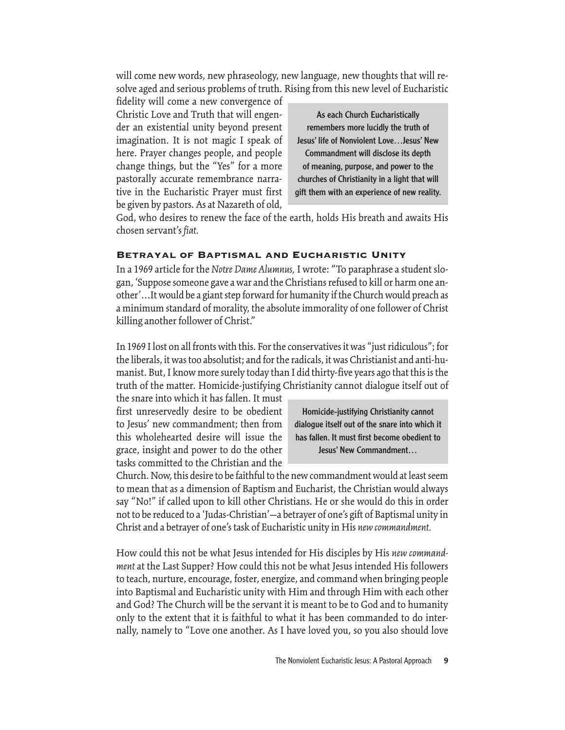will come new words, new phraseology, new language, new thoughts that will resolve aged and serious problems of truth. Rising from this new level of Eucharistic fidelity will come a new convergence of Christic Love and Truth that will engender an existential unity beyond present imagination. It is not magic I speak of here. Prayer changes people, and people change things, but the "Yes" for a more pastorally accurate remembrance narrative in the Eucharistic Prayer must first be given by pastors. As at Nazareth of old, God, who desires to renew the face of the earth, holds His breath and awaits His chosen servant's *fiat.*

> **As each Church Eucharistically remembers more lucidly the truth of Jesus' life of Nonviolent Love…Jesus' New Commandment will disclose its depth of meaning, purpose, and power to the churches of Christianity in a light that will gift them with an experience of new reality.**

## Betrayal of Baptismal and Eucharistic Unity

In a 1969 article for the *Notre Dame Alumnus,* I wrote: "To paraphrase a student slogan, 'Suppose someone gave a war and the Christians refused to kill or harm one another'…It would be a giant step forward for humanity if the Church would preach as a minimum standard of morality, the absolute immorality of one follower of Christ killing another follower of Christ."

In 1969 I lost on all fronts with this. For the conservatives it was "just ridiculous"; for the liberals, it was too absolutist; and for the radicals, it was Christianist and anti-humanist. But, I know more surely today than I did thirty-five years ago that this is the truth of the matter. Homicide-justifying Christianity cannot dialogue itself out of the snare into which it has fallen. It must first unreservedly desire to be obedient to Jesus' new commandment; then from this wholehearted desire will issue the grace, insight and power to do the other tasks committed to the Christian and the Church. Now, this desire to be faithful to the new commandment would at least seem to mean that as a dimension of Baptism and Eucharist, the Christian would always say "No!" if called upon to kill other Christians. He or she would do this in order not to be reduced to a 'Judas-Christian'—a betrayer of one's gift of Baptismal unity in Christ and a betrayer of one's task of Eucharistic unity in His *new commandment.*

> **Homicide-justifying Christianity cannot dialogue itself out of the snare into which it has fallen. It must first become obedient to Jesus' New Commandment…**

How could this not be what Jesus intended for His disciples by His *new commandment* at the Last Supper? How could this not be what Jesus intended His followers to teach, nurture, encourage, foster, energize, and command when bringing people into Baptismal and Eucharistic unity with Him and through Him with each other and God? The Church will be the servant it is meant to be to God and to humanity only to the extent that it is faithful to what it has been commanded to do internally, namely to "Love one another. As I have loved you, so you also should love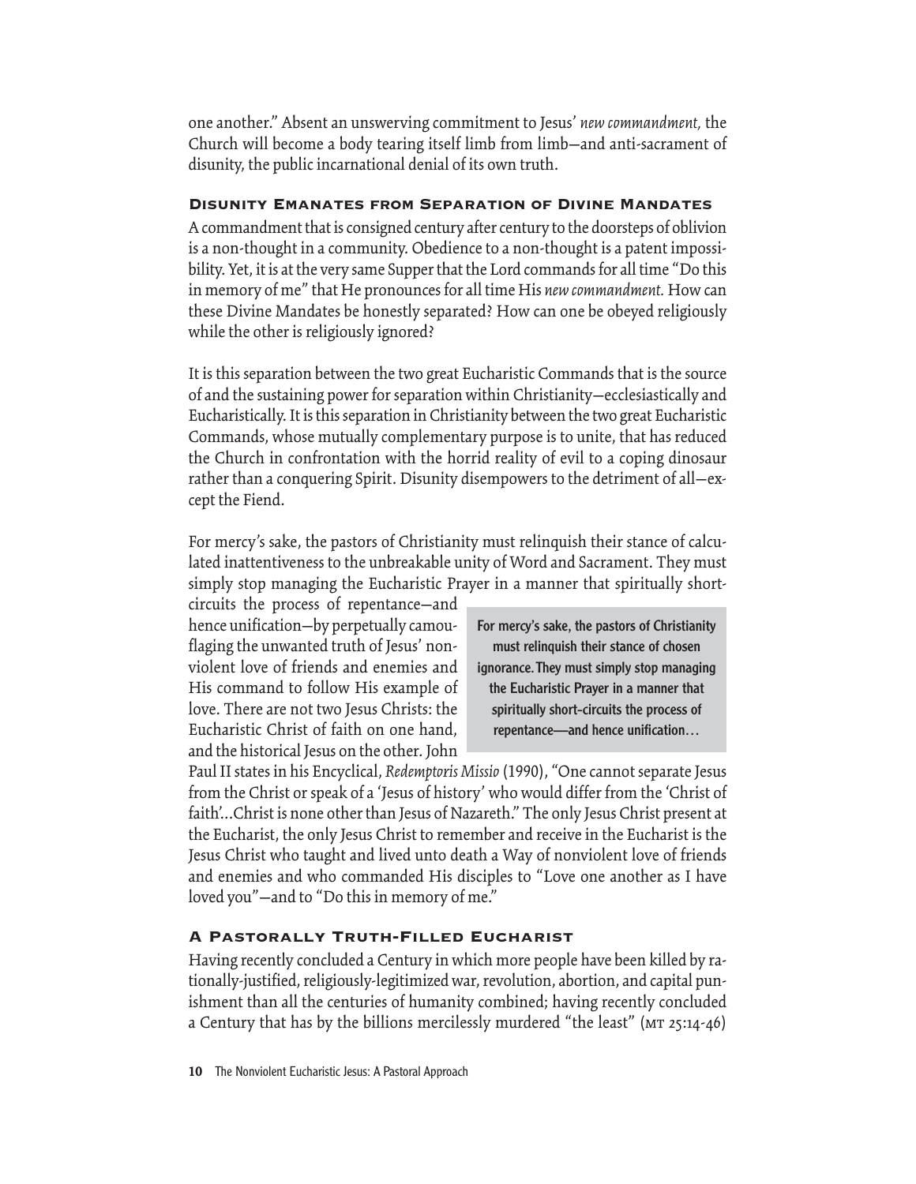one another." Absent an unswerving commitment to Jesus' *new commandment,* the Church will become a body tearing itself limb from limb—and anti-sacrament of disunity, the public incarnational denial of its own truth.

## Disunity Emanates from Separation of Divine Mandates

A commandment that is consigned century after century to the doorsteps of oblivion is a non-thought in a community. Obedience to a non-thought is a patent impossibility. Yet, it is at the very same Supper that the Lord commands for all time "Do this in memory of me" that He pronounces for all time His *new commandment.* How can these Divine Mandates be honestly separated? How can one be obeyed religiously while the other is religiously ignored?

It is this separation between the two great Eucharistic Commands that is the source of and the sustaining power for separation within Christianity—ecclesiastically and Eucharistically. It is this separation in Christianity between the two great Eucharistic Commands, whose mutually complementary purpose is to unite, that has reduced the Church in confrontation with the horrid reality of evil to a coping dinosaur rather than a conquering Spirit. Disunity disempowers to the detriment of all—except the Fiend.

For mercy's sake, the pastors of Christianity must relinquish their stance of calculated inattentiveness to the unbreakable unity of Word and Sacrament. They must simply stop managing the Eucharistic Prayer in a manner that spiritually short-circuits the process of repentance—and hence unification—by perpetually camouflaging the unwanted truth of Jesus' nonviolent love of friends and enemies and His command to follow His example of love. There are not two Jesus Christs: the Eucharistic Christ of faith on one hand, and the historical Jesus on the other. John Paul II states in his Encyclical, *Redemptoris Missio* (1990), "One cannot separate Jesus from the Christ or speak of a 'Jesus of history' who would differ from the 'Christ of faith'…Christ is none other than Jesus of Nazareth." The only Jesus Christ present at the Eucharist, the only Jesus Christ to remember and receive in the Eucharist is the Jesus Christ who taught and lived unto death a Way of nonviolent love of friends and enemies and who commanded His disciples to "Love one another as I have loved you"—and to "Do this in memory of me."

> **For mercy's sake, the pastors of Christianity must relinquish their stance of chosen ignorance. They must simply stop managing the Eucharistic Prayer in a manner that spiritually short-circuits the process of repentance—and hence unification…**

## A Pastorally Truth-Filled Eucharist

Having recently concluded a Century in which more people have been killed by rationally-justified, religiously-legitimized war, revolution, abortion, and capital punishment than all the centuries of humanity combined; having recently concluded a Century that has by the billions mercilessly murdered "the least" (MT 25:14-46)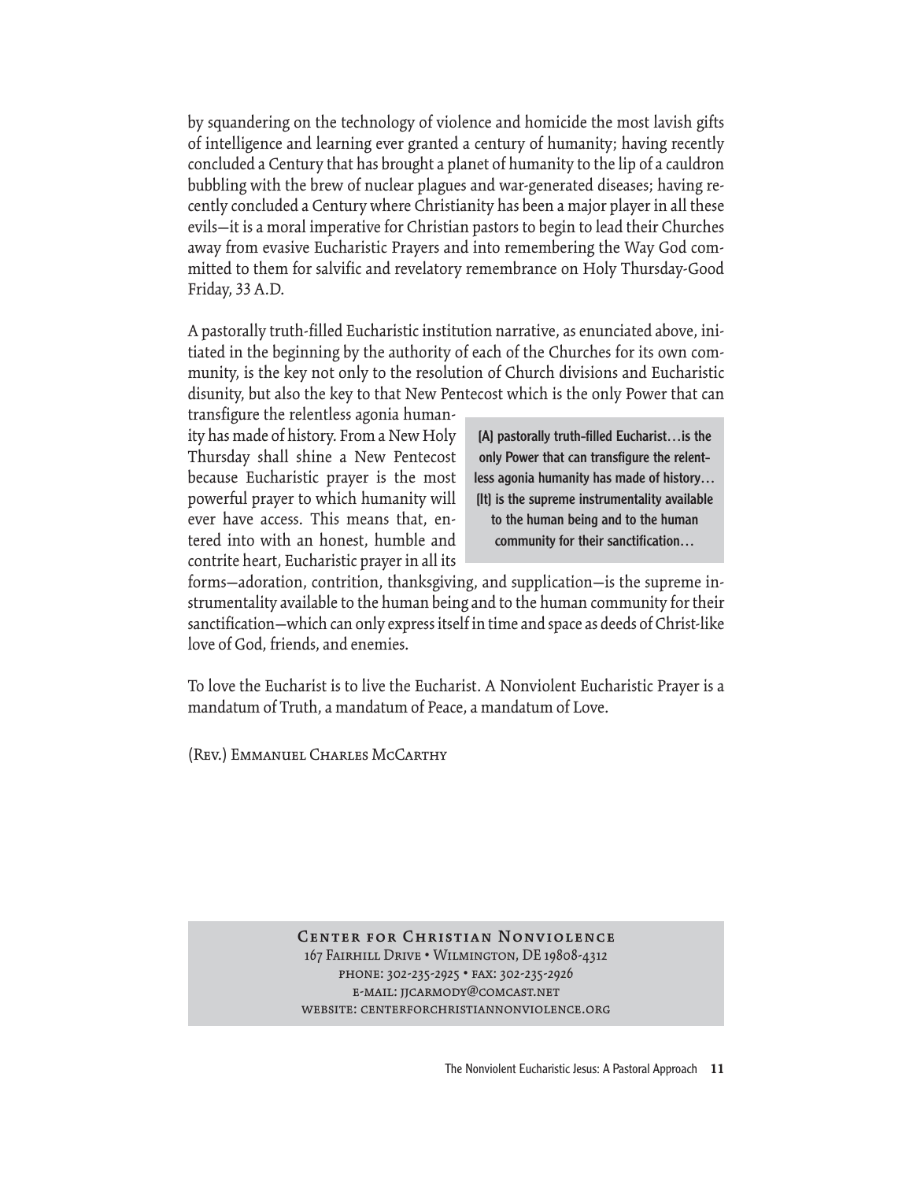by squandering on the technology of violence and homicide the most lavish gifts of intelligence and learning ever granted a century of humanity; having recently concluded a Century that has brought a planet of humanity to the lip of a cauldron bubbling with the brew of nuclear plagues and war-generated diseases; having recently concluded a Century where Christianity has been a major player in all these evils—it is a moral imperative for Christian pastors to begin to lead their Churches away from evasive Eucharistic Prayers and into remembering the Way God committed to them for salvific and revelatory remembrance on Holy Thursday-Good Friday, 33 A.D.

A pastorally truth-filled Eucharistic institution narrative, as enunciated above, initiated in the beginning by the authority of each of the Churches for its own community, is the key not only to the resolution of Church divisions and Eucharistic disunity, but also the key to that New Pentecost which is the only Power that can transfigure the relentless agonia humanity has made of history. From a New Holy Thursday shall shine a New Pentecost because Eucharistic prayer is the most powerful prayer to which humanity will ever have access. This means that, entered into with an honest, humble and contrite heart, Eucharistic prayer in all its forms—adoration, contrition, thanksgiving, and supplication—is the supreme instrumentality available to the human being and to the human community for their sanctification—which can only express itself in time and space as deeds of Christ-like love of God, friends, and enemies.

> **[A] pastorally truth-filled Eucharist…is the only Power that can transfigure the relentless agonia humanity has made of history… [It] is the supreme instrumentality available to the human being and to the human community for their sanctification…**

To love the Eucharist is to live the Eucharist. A Nonviolent Eucharistic Prayer is a mandatum of Truth, a mandatum of Peace, a mandatum of Love.

(Rev.) Emmanuel Charles McCarthy

**Center for Christian Nonviolence**
167 Fairhill Drive • Wilmington, DE 19808-4312
phone: 302-235-2925 • fax: 302-235-2926
e-mail: jjcarmody@comcast.net
website: centerforchristiannonviolence.org